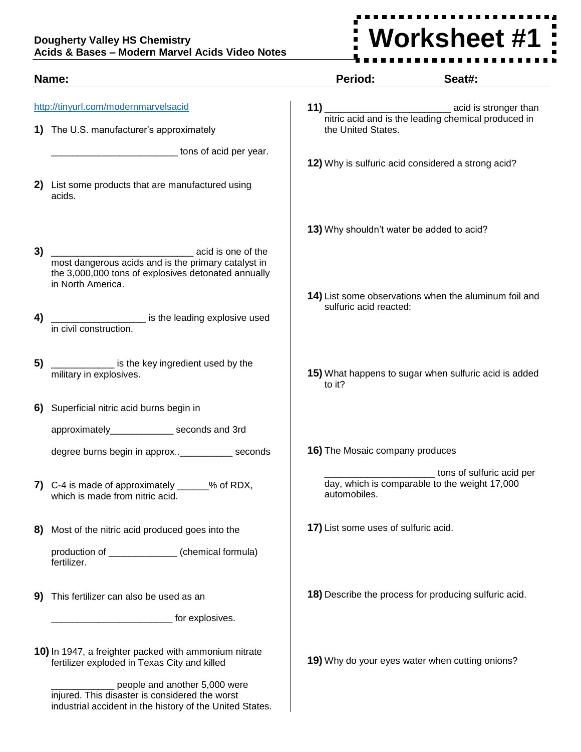**Dougherty Valley HS Chemistry**
**Acids & Bases – Modern Marvel Acids Video Notes**

# Worksheet #1

**Name:** **Period:** **Seat#:**

http://tinyurl.com/modernmarvelsacid

**1)** The U.S. manufacturer's approximately

_______________________ tons of acid per year.

**2)** List some products that are manufactured using acids.

**3)** __________________________ acid is one of the most dangerous acids and is the primary catalyst in the 3,000,000 tons of explosives detonated annually in North America.

**4)** _________________ is the leading explosive used in civil construction.

**5)** ___________ is the key ingredient used by the military in explosives.

**6)** Superficial nitric acid burns begin in

approximately___________ seconds and 3rd

degree burns begin in approx..__________ seconds

**7)** C-4 is made of approximately ______% of RDX, which is made from nitric acid.

**8)** Most of the nitric acid produced goes into the

production of ____________ (chemical formula) fertilizer.

**9)** This fertilizer can also be used as an

______________________ for explosives.

**10)** In 1947, a freighter packed with ammonium nitrate fertilizer exploded in Texas City and killed

___________ people and another 5,000 were injured. This disaster is considered the worst industrial accident in the history of the United States.

**11)** _______________________ acid is stronger than nitric acid and is the leading chemical produced in the United States.

**12)** Why is sulfuric acid considered a strong acid?

**13)** Why shouldn't water be added to acid?

**14)** List some observations when the aluminum foil and sulfuric acid reacted:

**15)** What happens to sugar when sulfuric acid is added to it?

**16)** The Mosaic company produces

____________________ tons of sulfuric acid per day, which is comparable to the weight 17,000 automobiles.

**17)** List some uses of sulfuric acid.

**18)** Describe the process for producing sulfuric acid.

**19)** Why do your eyes water when cutting onions?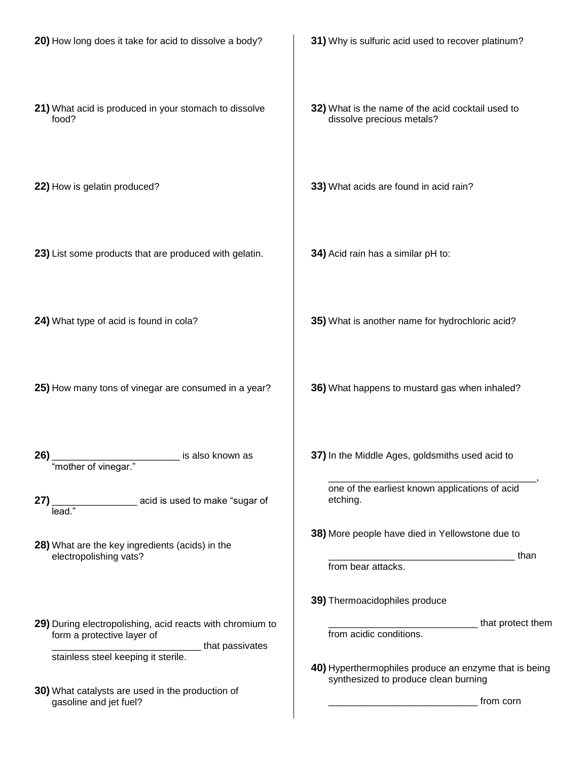**20)** How long does it take for acid to dissolve a body?

**21)** What acid is produced in your stomach to dissolve food?

**22)** How is gelatin produced?

**23)** List some products that are produced with gelatin.

**24)** What type of acid is found in cola?

**25)** How many tons of vinegar are consumed in a year?

**26)** _______________________ is also known as "mother of vinegar."

**27)** _______________ acid is used to make "sugar of lead."

**28)** What are the key ingredients (acids) in the electropolishing vats?

**29)** During electropolishing, acid reacts with chromium to form a protective layer of ___________________________ that passivates stainless steel keeping it sterile.

**30)** What catalysts are used in the production of gasoline and jet fuel?

**31)** Why is sulfuric acid used to recover platinum?

**32)** What is the name of the acid cocktail used to dissolve precious metals?

**33)** What acids are found in acid rain?

**34)** Acid rain has a similar pH to:

**35)** What is another name for hydrochloric acid?

**36)** What happens to mustard gas when inhaled?

**37)** In the Middle Ages, goldsmiths used acid to

_______________________________________, one of the earliest known applications of acid etching.

**38)** More people have died in Yellowstone due to

__________________________________ than from bear attacks.

**39)** Thermoacidophiles produce

___________________________ that protect them from acidic conditions.

**40)** Hyperthermophiles produce an enzyme that is being synthesized to produce clean burning

___________________________ from corn